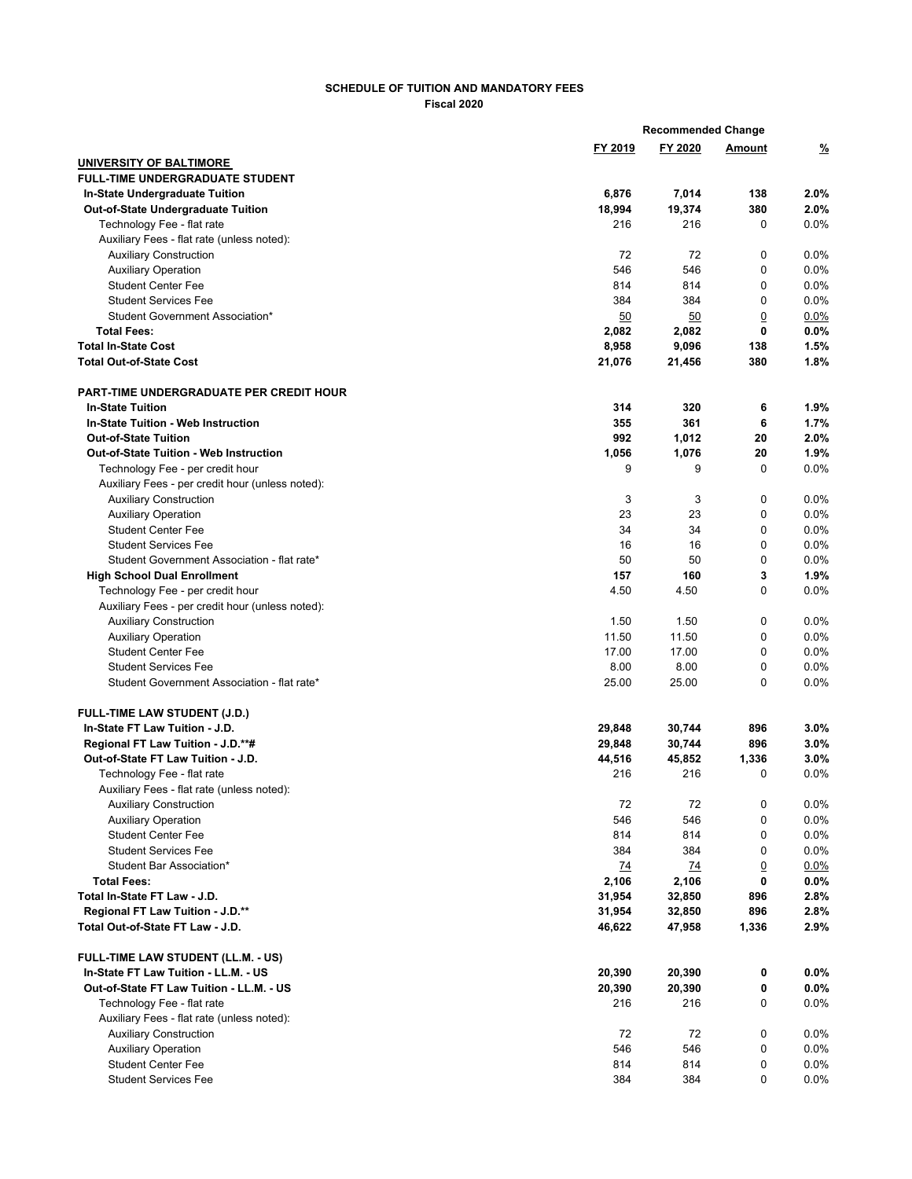**SCHEDULE OF TUITION AND MANDATORY FEES**
**Fiscal 2020**

| | | | Recommended Change | |
|---|---|---|---|---|
| | FY 2019 | FY 2020 | Amount | % |
| **UNIVERSITY OF BALTIMORE** | | | | |
| **FULL-TIME UNDERGRADUATE STUDENT** | | | | |
| **In-State Undergraduate Tuition** | **6,876** | **7,014** | **138** | **2.0%** |
| **Out-of-State Undergraduate Tuition** | **18,994** | **19,374** | **380** | **2.0%** |
| Technology Fee - flat rate | 216 | 216 | 0 | 0.0% |
| Auxiliary Fees - flat rate (unless noted): | | | | |
| Auxiliary Construction | 72 | 72 | 0 | 0.0% |
| Auxiliary Operation | 546 | 546 | 0 | 0.0% |
| Student Center Fee | 814 | 814 | 0 | 0.0% |
| Student Services Fee | 384 | 384 | 0 | 0.0% |
| Student Government Association* | 50 | 50 | 0 | 0.0% |
| **Total Fees:** | **2,082** | **2,082** | **0** | **0.0%** |
| **Total In-State Cost** | **8,958** | **9,096** | **138** | **1.5%** |
| **Total Out-of-State Cost** | **21,076** | **21,456** | **380** | **1.8%** |
| | | | | |
| **PART-TIME UNDERGRADUATE PER CREDIT HOUR** | | | | |
| **In-State Tuition** | **314** | **320** | **6** | **1.9%** |
| **In-State Tuition - Web Instruction** | **355** | **361** | **6** | **1.7%** |
| **Out-of-State Tuition** | **992** | **1,012** | **20** | **2.0%** |
| **Out-of-State Tuition - Web Instruction** | **1,056** | **1,076** | **20** | **1.9%** |
| Technology Fee - per credit hour | 9 | 9 | 0 | 0.0% |
| Auxiliary Fees - per credit hour (unless noted): | | | | |
| Auxiliary Construction | 3 | 3 | 0 | 0.0% |
| Auxiliary Operation | 23 | 23 | 0 | 0.0% |
| Student Center Fee | 34 | 34 | 0 | 0.0% |
| Student Services Fee | 16 | 16 | 0 | 0.0% |
| Student Government Association - flat rate* | 50 | 50 | 0 | 0.0% |
| **High School Dual Enrollment** | **157** | **160** | **3** | **1.9%** |
| Technology Fee - per credit hour | 4.50 | 4.50 | 0 | 0.0% |
| Auxiliary Fees - per credit hour (unless noted): | | | | |
| Auxiliary Construction | 1.50 | 1.50 | 0 | 0.0% |
| Auxiliary Operation | 11.50 | 11.50 | 0 | 0.0% |
| Student Center Fee | 17.00 | 17.00 | 0 | 0.0% |
| Student Services Fee | 8.00 | 8.00 | 0 | 0.0% |
| Student Government Association - flat rate* | 25.00 | 25.00 | 0 | 0.0% |
| | | | | |
| **FULL-TIME LAW STUDENT (J.D.)** | | | | |
| **In-State FT Law Tuition - J.D.** | **29,848** | **30,744** | **896** | **3.0%** |
| **Regional FT Law Tuition - J.D.**#** | **29,848** | **30,744** | **896** | **3.0%** |
| **Out-of-State FT Law Tuition - J.D.** | **44,516** | **45,852** | **1,336** | **3.0%** |
| Technology Fee - flat rate | 216 | 216 | 0 | 0.0% |
| Auxiliary Fees - flat rate (unless noted): | | | | |
| Auxiliary Construction | 72 | 72 | 0 | 0.0% |
| Auxiliary Operation | 546 | 546 | 0 | 0.0% |
| Student Center Fee | 814 | 814 | 0 | 0.0% |
| Student Services Fee | 384 | 384 | 0 | 0.0% |
| Student Bar Association* | 74 | 74 | 0 | 0.0% |
| **Total Fees:** | **2,106** | **2,106** | **0** | **0.0%** |
| **Total In-State FT Law - J.D.** | **31,954** | **32,850** | **896** | **2.8%** |
| **Regional FT Law Tuition - J.D.**** | **31,954** | **32,850** | **896** | **2.8%** |
| **Total Out-of-State FT Law - J.D.** | **46,622** | **47,958** | **1,336** | **2.9%** |
| | | | | |
| **FULL-TIME LAW STUDENT (LL.M. - US)** | | | | |
| **In-State FT Law Tuition - LL.M. - US** | **20,390** | **20,390** | **0** | **0.0%** |
| **Out-of-State FT Law Tuition - LL.M. - US** | **20,390** | **20,390** | **0** | **0.0%** |
| Technology Fee - flat rate | 216 | 216 | 0 | 0.0% |
| Auxiliary Fees - flat rate (unless noted): | | | | |
| Auxiliary Construction | 72 | 72 | 0 | 0.0% |
| Auxiliary Operation | 546 | 546 | 0 | 0.0% |
| Student Center Fee | 814 | 814 | 0 | 0.0% |
| Student Services Fee | 384 | 384 | 0 | 0.0% |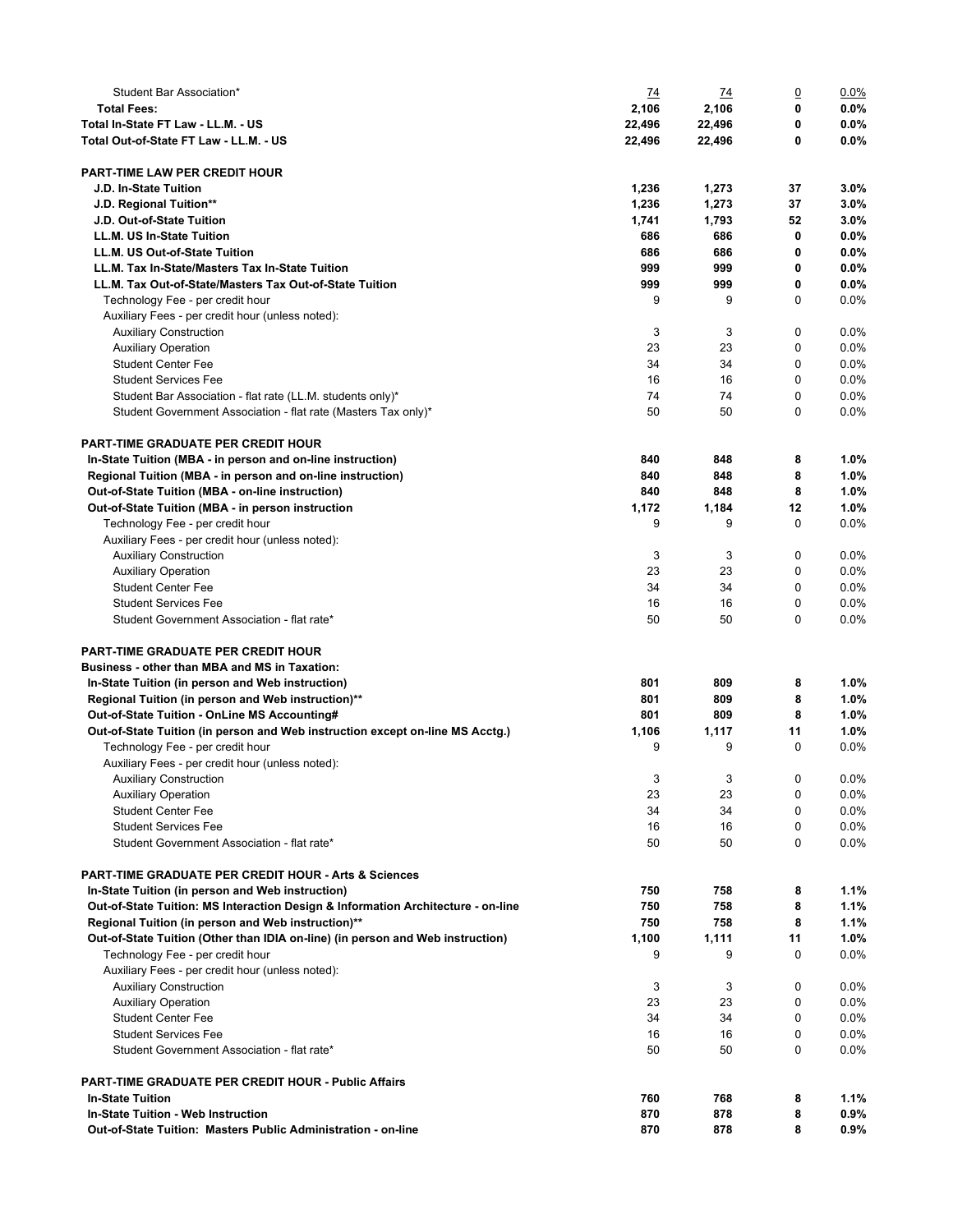| | | | | |
|---|---|---|---|---|
| Student Bar Association* | 74 | 74 | 0 | 0.0% |
| **Total Fees:** | **2,106** | **2,106** | **0** | **0.0%** |
| **Total In-State FT Law - LL.M. - US** | **22,496** | **22,496** | **0** | **0.0%** |
| **Total Out-of-State FT Law - LL.M. - US** | **22,496** | **22,496** | **0** | **0.0%** |
| | | | | |
| **PART-TIME LAW PER CREDIT HOUR** | | | | |
| **J.D. In-State Tuition** | **1,236** | **1,273** | **37** | **3.0%** |
| **J.D. Regional Tuition**** | **1,236** | **1,273** | **37** | **3.0%** |
| **J.D. Out-of-State Tuition** | **1,741** | **1,793** | **52** | **3.0%** |
| **LL.M. US In-State Tuition** | **686** | **686** | **0** | **0.0%** |
| **LL.M. US Out-of-State Tuition** | **686** | **686** | **0** | **0.0%** |
| **LL.M. Tax In-State/Masters Tax In-State Tuition** | **999** | **999** | **0** | **0.0%** |
| **LL.M. Tax Out-of-State/Masters Tax Out-of-State Tuition** | **999** | **999** | **0** | **0.0%** |
| Technology Fee - per credit hour | 9 | 9 | 0 | 0.0% |
| Auxiliary Fees - per credit hour (unless noted): | | | | |
| Auxiliary Construction | 3 | 3 | 0 | 0.0% |
| Auxiliary Operation | 23 | 23 | 0 | 0.0% |
| Student Center Fee | 34 | 34 | 0 | 0.0% |
| Student Services Fee | 16 | 16 | 0 | 0.0% |
| Student Bar Association - flat rate (LL.M. students only)* | 74 | 74 | 0 | 0.0% |
| Student Government Association - flat rate (Masters Tax only)* | 50 | 50 | 0 | 0.0% |
| | | | | |
| **PART-TIME GRADUATE PER CREDIT HOUR** | | | | |
| **In-State Tuition (MBA - in person and on-line instruction)** | **840** | **848** | **8** | **1.0%** |
| **Regional Tuition (MBA - in person and on-line instruction)** | **840** | **848** | **8** | **1.0%** |
| **Out-of-State Tuition (MBA - on-line instruction)** | **840** | **848** | **8** | **1.0%** |
| **Out-of-State Tuition (MBA - in person instruction** | **1,172** | **1,184** | **12** | **1.0%** |
| Technology Fee - per credit hour | 9 | 9 | 0 | 0.0% |
| Auxiliary Fees - per credit hour (unless noted): | | | | |
| Auxiliary Construction | 3 | 3 | 0 | 0.0% |
| Auxiliary Operation | 23 | 23 | 0 | 0.0% |
| Student Center Fee | 34 | 34 | 0 | 0.0% |
| Student Services Fee | 16 | 16 | 0 | 0.0% |
| Student Government Association - flat rate* | 50 | 50 | 0 | 0.0% |
| | | | | |
| **PART-TIME GRADUATE PER CREDIT HOUR** | | | | |
| **Business - other than MBA and MS in Taxation:** | | | | |
| **In-State Tuition (in person and Web instruction)** | **801** | **809** | **8** | **1.0%** |
| **Regional Tuition (in person and Web instruction)**** | **801** | **809** | **8** | **1.0%** |
| **Out-of-State Tuition - OnLine MS Accounting#** | **801** | **809** | **8** | **1.0%** |
| **Out-of-State Tuition (in person and Web instruction except on-line MS Acctg.)** | **1,106** | **1,117** | **11** | **1.0%** |
| Technology Fee - per credit hour | 9 | 9 | 0 | 0.0% |
| Auxiliary Fees - per credit hour (unless noted): | | | | |
| Auxiliary Construction | 3 | 3 | 0 | 0.0% |
| Auxiliary Operation | 23 | 23 | 0 | 0.0% |
| Student Center Fee | 34 | 34 | 0 | 0.0% |
| Student Services Fee | 16 | 16 | 0 | 0.0% |
| Student Government Association - flat rate* | 50 | 50 | 0 | 0.0% |
| | | | | |
| **PART-TIME GRADUATE PER CREDIT HOUR - Arts & Sciences** | | | | |
| **In-State Tuition (in person and Web instruction)** | **750** | **758** | **8** | **1.1%** |
| **Out-of-State Tuition: MS Interaction Design & Information Architecture - on-line** | **750** | **758** | **8** | **1.1%** |
| **Regional Tuition (in person and Web instruction)**** | **750** | **758** | **8** | **1.1%** |
| **Out-of-State Tuition (Other than IDIA on-line) (in person and Web instruction)** | **1,100** | **1,111** | **11** | **1.0%** |
| Technology Fee - per credit hour | 9 | 9 | 0 | 0.0% |
| Auxiliary Fees - per credit hour (unless noted): | | | | |
| Auxiliary Construction | 3 | 3 | 0 | 0.0% |
| Auxiliary Operation | 23 | 23 | 0 | 0.0% |
| Student Center Fee | 34 | 34 | 0 | 0.0% |
| Student Services Fee | 16 | 16 | 0 | 0.0% |
| Student Government Association - flat rate* | 50 | 50 | 0 | 0.0% |
| | | | | |
| **PART-TIME GRADUATE PER CREDIT HOUR - Public Affairs** | | | | |
| **In-State Tuition** | **760** | **768** | **8** | **1.1%** |
| **In-State Tuition - Web Instruction** | **870** | **878** | **8** | **0.9%** |
| **Out-of-State Tuition: Masters Public Administration - on-line** | **870** | **878** | **8** | **0.9%** |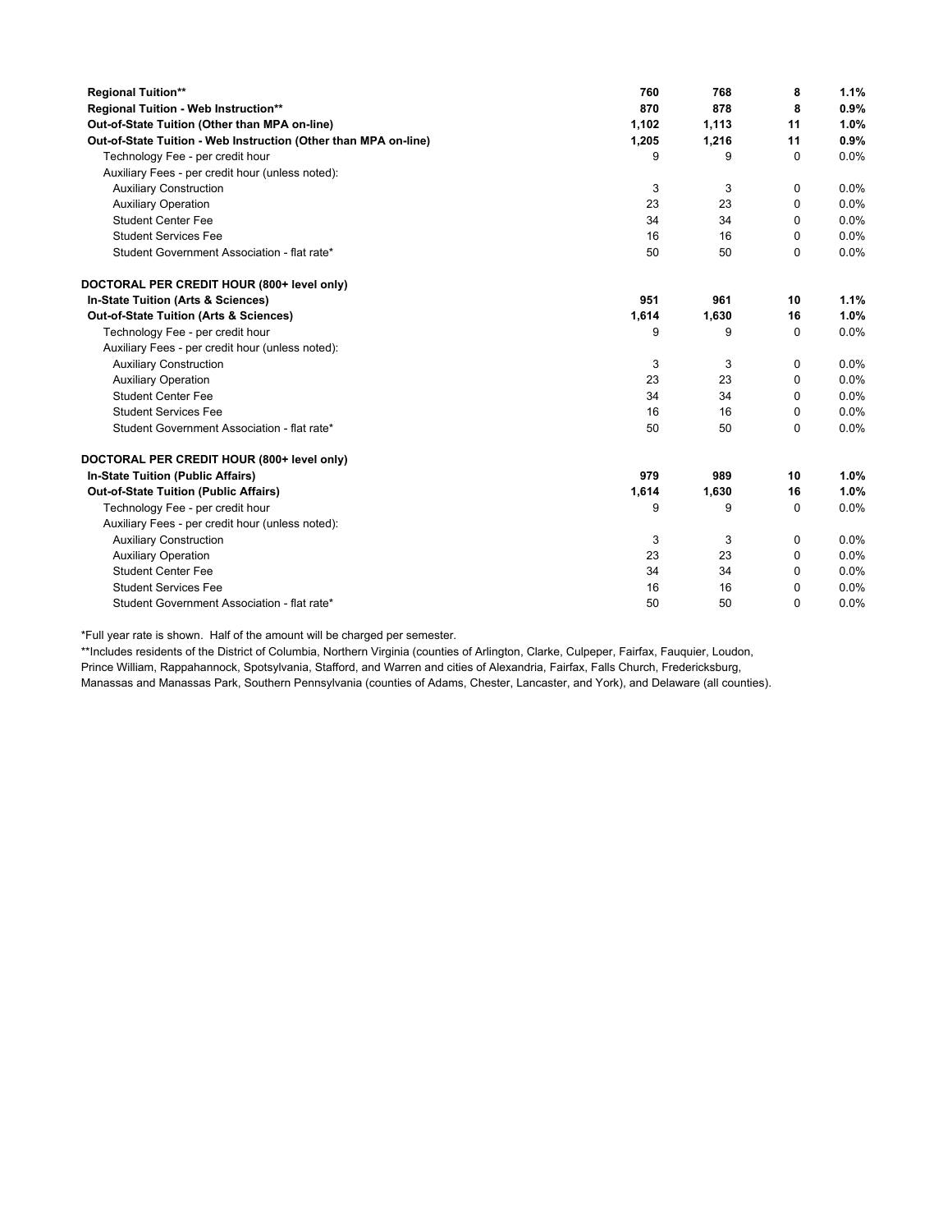| | | | | |
|---|---|---|---|---|
| **Regional Tuition**** | **760** | **768** | **8** | **1.1%** |
| **Regional Tuition - Web Instruction**** | **870** | **878** | **8** | **0.9%** |
| **Out-of-State Tuition (Other than MPA on-line)** | **1,102** | **1,113** | **11** | **1.0%** |
| **Out-of-State Tuition - Web Instruction (Other than MPA on-line)** | **1,205** | **1,216** | **11** | **0.9%** |
| Technology Fee - per credit hour | 9 | 9 | 0 | 0.0% |
| Auxiliary Fees - per credit hour (unless noted): | | | | |
| Auxiliary Construction | 3 | 3 | 0 | 0.0% |
| Auxiliary Operation | 23 | 23 | 0 | 0.0% |
| Student Center Fee | 34 | 34 | 0 | 0.0% |
| Student Services Fee | 16 | 16 | 0 | 0.0% |
| Student Government Association - flat rate* | 50 | 50 | 0 | 0.0% |
| | | | | |
| **DOCTORAL PER CREDIT HOUR (800+ level only)** | | | | |
| **In-State Tuition (Arts & Sciences)** | **951** | **961** | **10** | **1.1%** |
| **Out-of-State Tuition (Arts & Sciences)** | **1,614** | **1,630** | **16** | **1.0%** |
| Technology Fee - per credit hour | 9 | 9 | 0 | 0.0% |
| Auxiliary Fees - per credit hour (unless noted): | | | | |
| Auxiliary Construction | 3 | 3 | 0 | 0.0% |
| Auxiliary Operation | 23 | 23 | 0 | 0.0% |
| Student Center Fee | 34 | 34 | 0 | 0.0% |
| Student Services Fee | 16 | 16 | 0 | 0.0% |
| Student Government Association - flat rate* | 50 | 50 | 0 | 0.0% |
| | | | | |
| **DOCTORAL PER CREDIT HOUR (800+ level only)** | | | | |
| **In-State Tuition (Public Affairs)** | **979** | **989** | **10** | **1.0%** |
| **Out-of-State Tuition (Public Affairs)** | **1,614** | **1,630** | **16** | **1.0%** |
| Technology Fee - per credit hour | 9 | 9 | 0 | 0.0% |
| Auxiliary Fees - per credit hour (unless noted): | | | | |
| Auxiliary Construction | 3 | 3 | 0 | 0.0% |
| Auxiliary Operation | 23 | 23 | 0 | 0.0% |
| Student Center Fee | 34 | 34 | 0 | 0.0% |
| Student Services Fee | 16 | 16 | 0 | 0.0% |
| Student Government Association - flat rate* | 50 | 50 | 0 | 0.0% |

*Full year rate is shown. Half of the amount will be charged per semester.

**Includes residents of the District of Columbia, Northern Virginia (counties of Arlington, Clarke, Culpeper, Fairfax, Fauquier, Loudon, Prince William, Rappahannock, Spotsylvania, Stafford, and Warren and cities of Alexandria, Fairfax, Falls Church, Fredericksburg, Manassas and Manassas Park, Southern Pennsylvania (counties of Adams, Chester, Lancaster, and York), and Delaware (all counties).